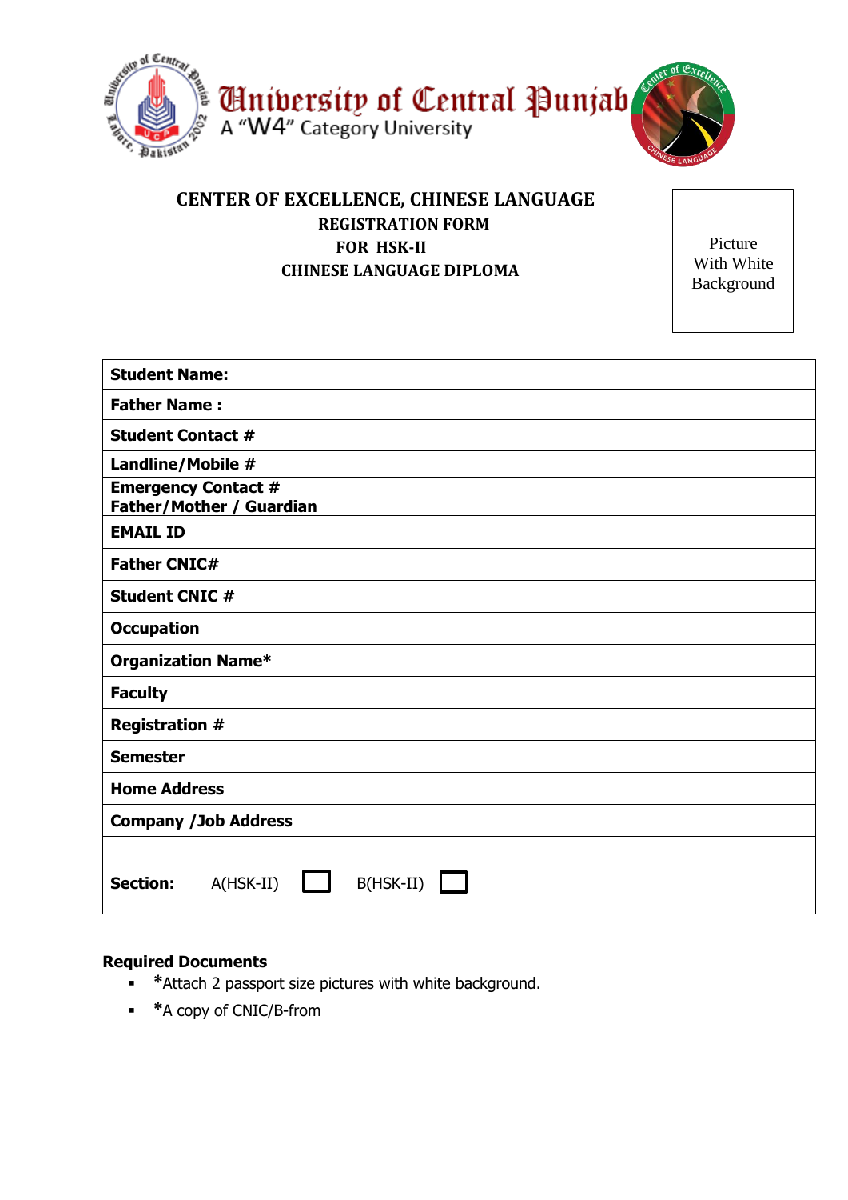University of Central Punjab
A "W4" Category University

# CENTER OF EXCELLENCE, CHINESE LANGUAGE

## REGISTRATION FORM

## FOR HSK-II

## CHINESE LANGUAGE DIPLOMA

Picture With White Background

| | |
|---|---|
| **Student Name:** | |
| **Father Name :** | |
| **Student Contact #** | |
| **Landline/Mobile #** | |
| **Emergency Contact # Father/Mother / Guardian** | |
| **EMAIL ID** | |
| **Father CNIC#** | |
| **Student CNIC #** | |
| **Occupation** | |
| **Organization Name*** | |
| **Faculty** | |
| **Registration #** | |
| **Semester** | |
| **Home Address** | |
| **Company /Job Address** | |

**Section:** A(HSK-II) ☐ B(HSK-II) ☐

**Required Documents**

- *Attach 2 passport size pictures with white background.
- *A copy of CNIC/B-from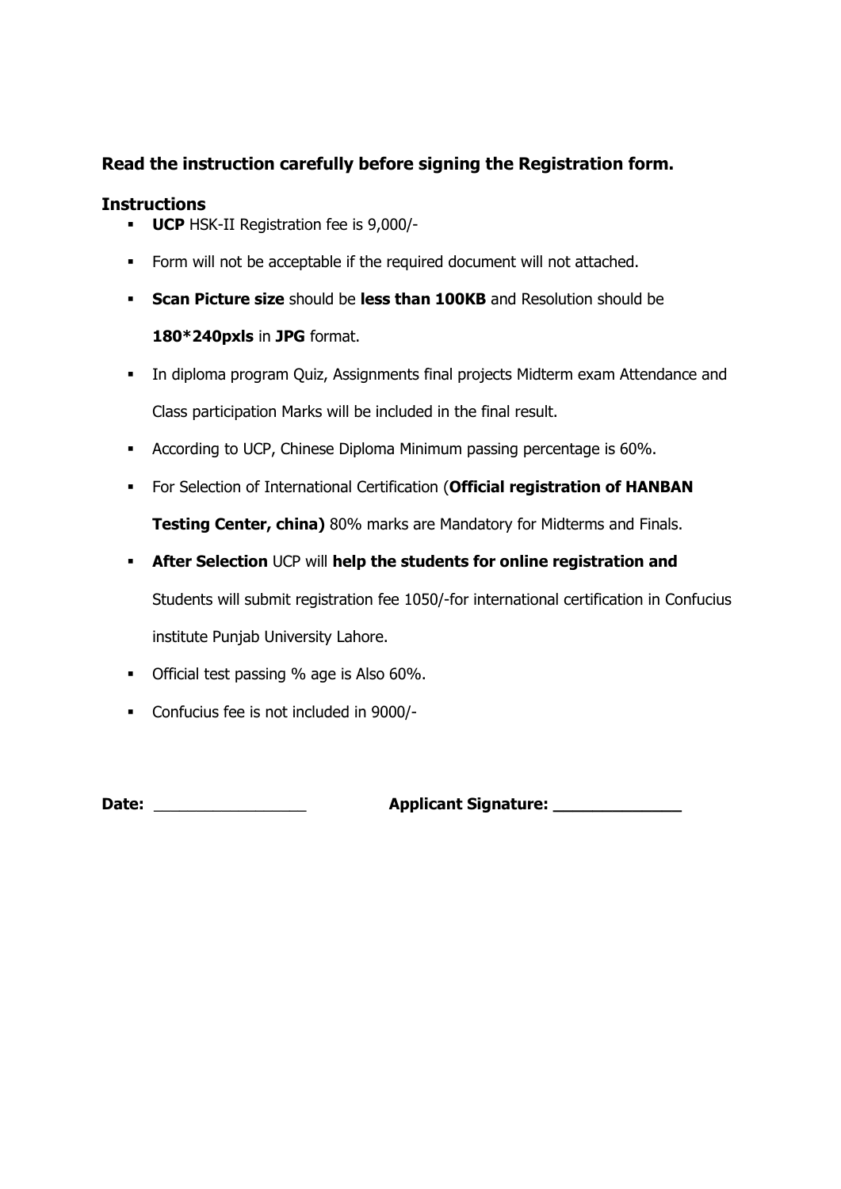**Read the instruction carefully before signing the Registration form.**

**Instructions**

- **UCP** HSK-II Registration fee is 9,000/-
- Form will not be acceptable if the required document will not attached.
- **Scan Picture size** should be **less than 100KB** and Resolution should be **180*240pxls** in **JPG** format.
- In diploma program Quiz, Assignments final projects Midterm exam Attendance and Class participation Marks will be included in the final result.
- According to UCP, Chinese Diploma Minimum passing percentage is 60%.
- For Selection of International Certification (**Official registration of HANBAN Testing Center, china)** 80% marks are Mandatory for Midterms and Finals.
- **After Selection** UCP will **help the students for online registration and** Students will submit registration fee 1050/-for international certification in Confucius institute Punjab University Lahore.
- Official test passing % age is Also 60%.
- Confucius fee is not included in 9000/-

**Date:** _________________ **Applicant Signature: _____________**